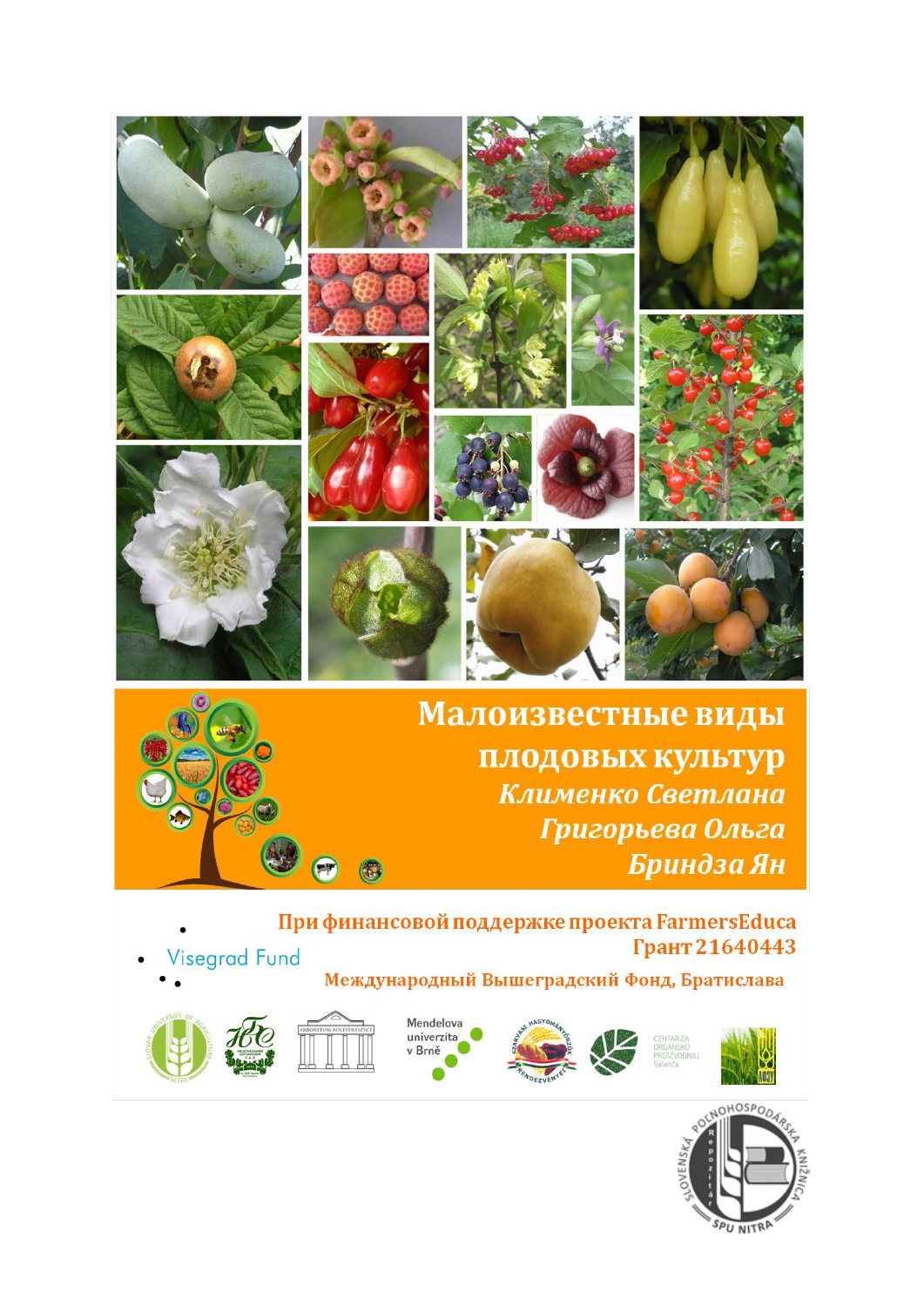# Малоизвестные виды плодовых культур

***Клименко Светлана***

***Григорьева Ольга***

***Бриндза Ян***

**При финансовой поддержке проекта FarmersEduca**
**Грант 21640443**

Visegrad Fund

**Международный Вышеградский Фонд, Братислава**

Mendelova univerzita v Brně

CENTAR ZA ORGANSKU PROIZVODNJU Selenča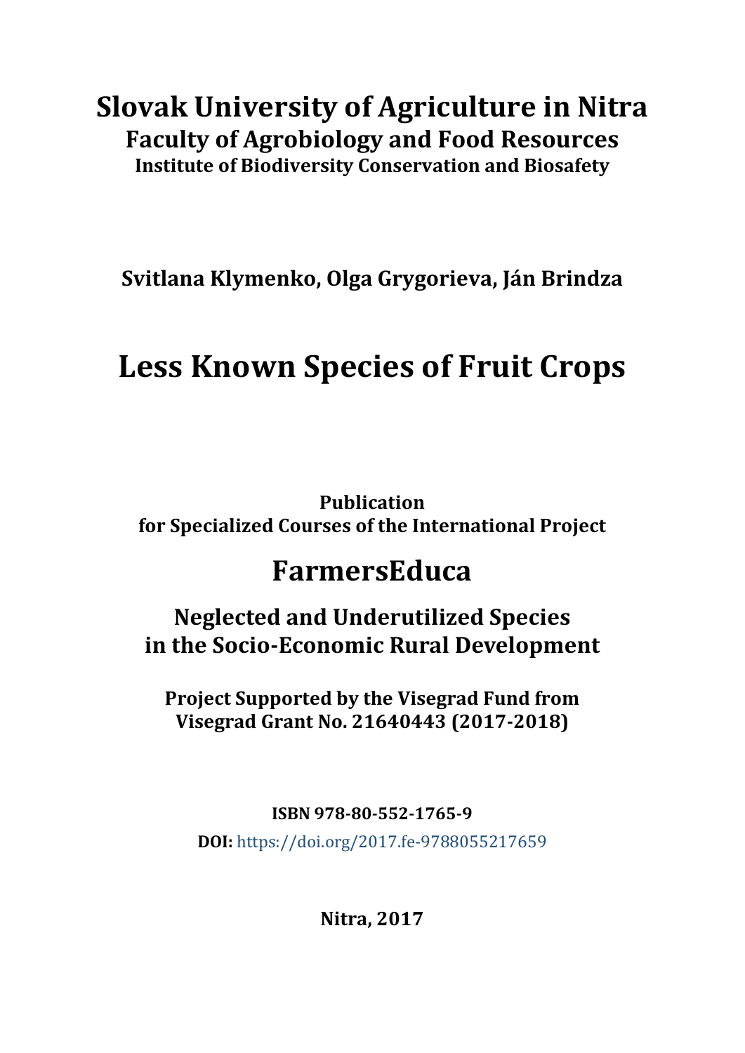# Slovak University of Agriculture in Nitra

## Faculty of Agrobiology and Food Resources

### Institute of Biodiversity Conservation and Biosafety

**Svitlana Klymenko, Olga Grygorieva, Ján Brindza**

# Less Known Species of Fruit Crops

**Publication**
**for Specialized Courses of the International Project**

## FarmersEduca

### Neglected and Underutilized Species in the Socio-Economic Rural Development

**Project Supported by the Visegrad Fund from Visegrad Grant No. 21640443 (2017-2018)**

**ISBN 978-80-552-1765-9**

**DOI:** https://doi.org/2017.fe-9788055217659

**Nitra, 2017**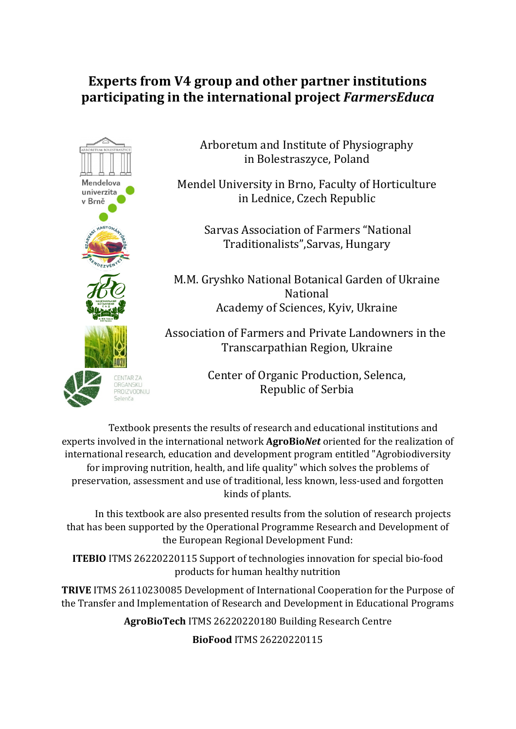# Experts from V4 group and other partner institutions participating in the international project *FarmersEduca*

Arboretum and Institute of Physiography in Bolestraszyce, Poland

Mendel University in Brno, Faculty of Horticulture in Lednice, Czech Republic

Sarvas Association of Farmers "National Traditionalists",Sarvas, Hungary

M.M. Gryshko National Botanical Garden of Ukraine National Academy of Sciences, Kyiv, Ukraine

Association of Farmers and Private Landowners in the Transcarpathian Region, Ukraine

Center of Organic Production, Selenca, Republic of Serbia

Textbook presents the results of research and educational institutions and experts involved in the international network **AgroBio*Net*** oriented for the realization of international research, education and development program entitled "Agrobiodiversity for improving nutrition, health, and life quality" which solves the problems of preservation, assessment and use of traditional, less known, less-used and forgotten kinds of plants.

In this textbook are also presented results from the solution of research projects that has been supported by the Operational Programme Research and Development of the European Regional Development Fund:

**ITEBIO** ITMS 26220220115 Support of technologies innovation for special bio-food products for human healthy nutrition

**TRIVE** ITMS 26110230085 Development of International Cooperation for the Purpose of the Transfer and Implementation of Research and Development in Educational Programs

**AgroBioTech** ITMS 26220220180 Building Research Centre

**BioFood** ITMS 26220220115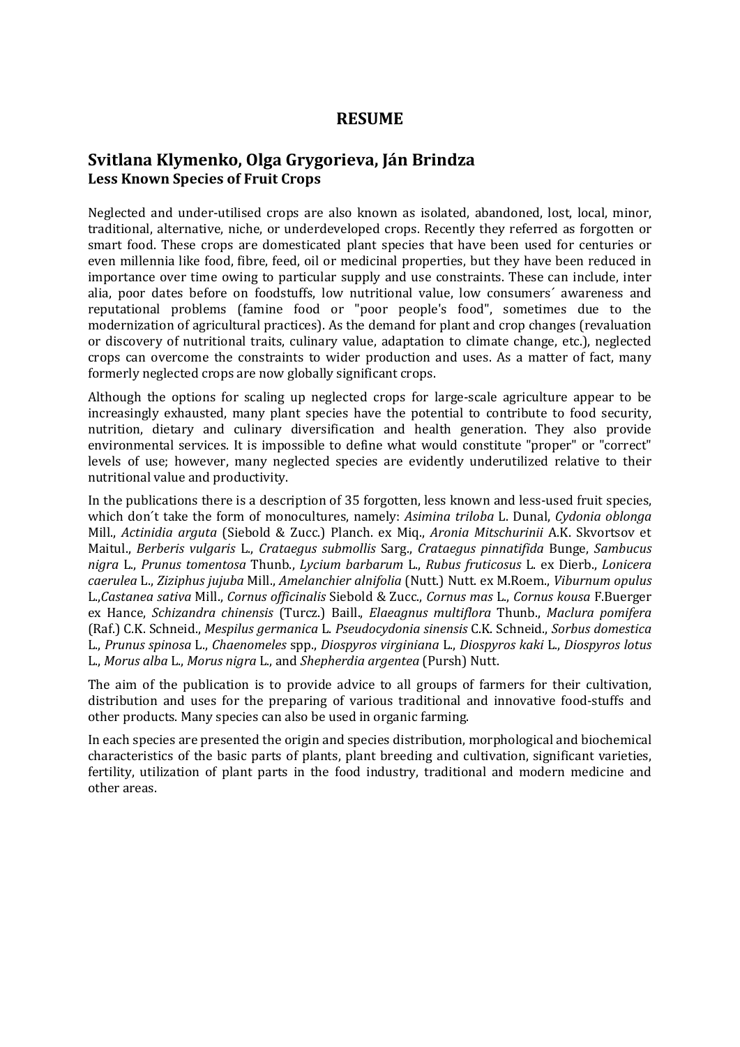# RESUME

## Svitlana Klymenko, Olga Grygorieva, Ján Brindza

### Less Known Species of Fruit Crops

Neglected and under-utilised crops are also known as isolated, abandoned, lost, local, minor, traditional, alternative, niche, or underdeveloped crops. Recently they referred as forgotten or smart food. These crops are domesticated plant species that have been used for centuries or even millennia like food, fibre, feed, oil or medicinal properties, but they have been reduced in importance over time owing to particular supply and use constraints. These can include, inter alia, poor dates before on foodstuffs, low nutritional value, low consumers´ awareness and reputational problems (famine food or "poor people's food", sometimes due to the modernization of agricultural practices). As the demand for plant and crop changes (revaluation or discovery of nutritional traits, culinary value, adaptation to climate change, etc.), neglected crops can overcome the constraints to wider production and uses. As a matter of fact, many formerly neglected crops are now globally significant crops.

Although the options for scaling up neglected crops for large-scale agriculture appear to be increasingly exhausted, many plant species have the potential to contribute to food security, nutrition, dietary and culinary diversification and health generation. They also provide environmental services. It is impossible to define what would constitute "proper" or "correct" levels of use; however, many neglected species are evidently underutilized relative to their nutritional value and productivity.

In the publications there is a description of 35 forgotten, less known and less-used fruit species, which don´t take the form of monocultures, namely: *Asimina triloba* L. Dunal, *Cydonia oblonga* Mill., *Actinidia arguta* (Siebold & Zucc.) Planch. ex Miq., *Aronia Mitschurinii* A.K. Skvortsov et Maitul., *Berberis vulgaris* L., *Crataegus submollis* Sarg., *Crataegus pinnatifida* Bunge, *Sambucus nigra* L., *Prunus tomentosa* Thunb., *Lycium barbarum* L., *Rubus fruticosus* L. ex Dierb., *Lonicera caerulea* L., *Ziziphus jujuba* Mill., *Amelanchier alnifolia* (Nutt.) Nutt. ex M.Roem., *Viburnum opulus* L.,*Castanea sativa* Mill., *Cornus officinalis* Siebold & Zucc., *Cornus mas* L., *Cornus kousa* F.Buerger ex Hance, *Schizandra chinensis* (Turcz.) Baill., *Elaeagnus multiflora* Thunb., *Maclura pomifera* (Raf.) C.K. Schneid., *Mespilus germanica* L. *Pseudocydonia sinensis* C.K. Schneid., *Sorbus domestica* L., *Prunus spinosa* L., *Chaenomeles* spp., *Diospyros virginiana* L., *Diospyros kaki* L., *Diospyros lotus* L., *Morus alba* L., *Morus nigra* L., and *Shepherdia argentea* (Pursh) Nutt.

The aim of the publication is to provide advice to all groups of farmers for their cultivation, distribution and uses for the preparing of various traditional and innovative food-stuffs and other products. Many species can also be used in organic farming.

In each species are presented the origin and species distribution, morphological and biochemical characteristics of the basic parts of plants, plant breeding and cultivation, significant varieties, fertility, utilization of plant parts in the food industry, traditional and modern medicine and other areas.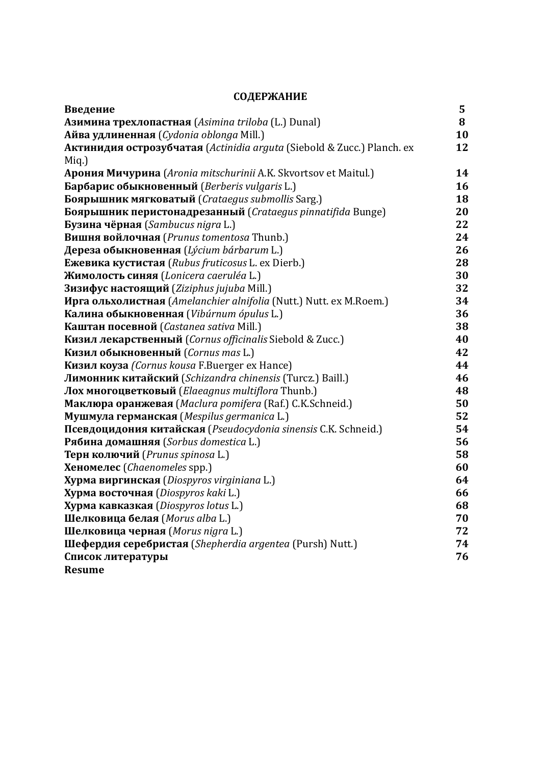**СОДЕРЖАНИЕ**

| | |
|---|---|
| **Введение** | **5** |
| **Азимина трехлопастная** (*Asimina triloba* (L.) Dunal) | **8** |
| **Айва удлиненная** (*Cydonia oblonga* Mill.) | **10** |
| **Актинидия острозубчатая** (*Actinidia arguta* (Siebold & Zucc.) Planch. ex Miq.) | **12** |
| **Арония Мичурина** (*Aronia mitschurinii* A.K. Skvortsov et Maitul.) | **14** |
| **Барбарис обыкновенный** (*Berberis vulgaris* L.) | **16** |
| **Боярышник мягковатый** (*Crataegus submollis* Sarg.) | **18** |
| **Боярышник перистонадрезанный** (*Crataegus pinnatifida* Bunge) | **20** |
| **Бузина чёрная** (*Sambucus nigra* L.) | **22** |
| **Вишня войлочная** (*Prunus tomentosa* Thunb.) | **24** |
| **Дереза обыкновенная** (*Lýcium bárbarum* L.) | **26** |
| **Ежевика кустистая** (*Rubus fruticosus* L. ex Dierb.) | **28** |
| **Жимолость синяя** (*Lonicera caeruléa* L.) | **30** |
| **Зизифус настоящий** (*Ziziphus jujuba* Mill.) | **32** |
| **Ирга ольхолистная** (*Amelanchier alnifolia* (Nutt.) Nutt. ex M.Roem.) | **34** |
| **Калина обыкновенная** (*Vibúrnum ópulus* L.) | **36** |
| **Каштан посевной** (*Castanea sativa* Mill.) | **38** |
| **Кизил лекарственный** (*Cornus officinalis* Siebold & Zucc.) | **40** |
| **Кизил обыкновенный** (*Cornus mas* L.) | **42** |
| **Кизил коуза** *(Cornus kousa* F.Buerger ex Hance) | **44** |
| **Лимонник китайский** (*Schizandra chinensis* (Turcz.) Baill.) | **46** |
| **Лох многоцветковый** (*Elaeagnus multiflora* Thunb.) | **48** |
| **Маклюра оранжевая** (*Maclura pomifera* (Raf.) C.K.Schneid.) | **50** |
| **Мушмула германская** (*Mespilus germanica* L.) | **52** |
| **Псевдоцидония китайская** (*Pseudocydonia sinensis* C.K. Schneid.) | **54** |
| **Рябина домашняя** (*Sorbus domestica* L.) | **56** |
| **Терн колючий** (*Prunus spinosa* L.) | **58** |
| **Хеномелес** (*Chaenomeles* spp.) | **60** |
| **Хурма виргинская** (*Diospyros virginiana* L.) | **64** |
| **Хурма восточная** (*Diospyros kaki* L.) | **66** |
| **Хурма кавказкая** (*Diospyros lotus* L.) | **68** |
| **Шелковица белая** (*Morus alba* L.) | **70** |
| **Шелковица черная** (*Morus nigra* L.) | **72** |
| **Шефердия серебристая** (*Shepherdia argentea* (Pursh) Nutt.) | **74** |
| **Список литературы** | **76** |
| **Resume** | |